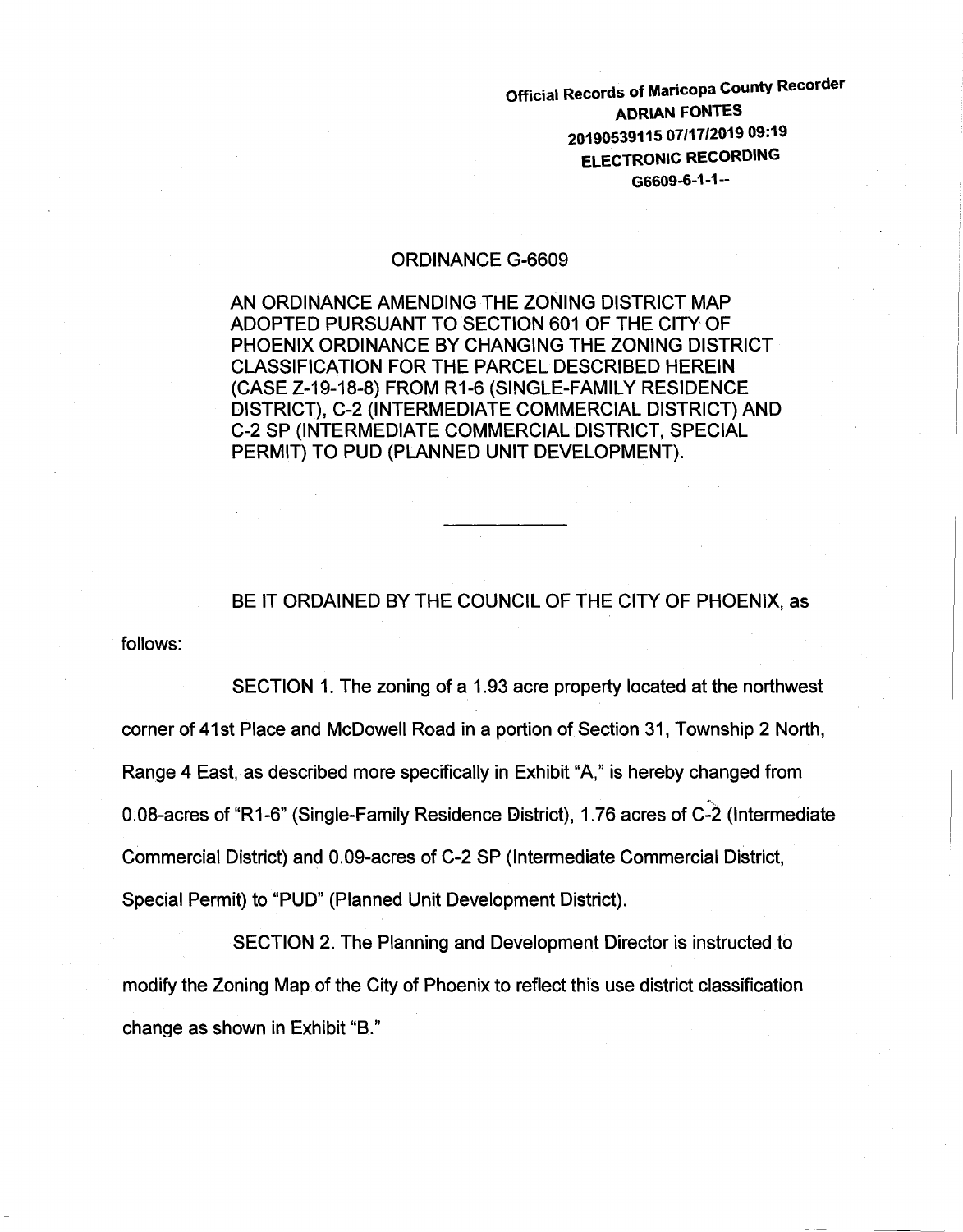Official Records of Maricopa County Recorder
ADRIAN FONTES
20190539115 07/17/2019 09:19
ELECTRONIC RECORDING
G6609-6-1-1--

# ORDINANCE G-6609

AN ORDINANCE AMENDING THE ZONING DISTRICT MAP ADOPTED PURSUANT TO SECTION 601 OF THE CITY OF PHOENIX ORDINANCE BY CHANGING THE ZONING DISTRICT CLASSIFICATION FOR THE PARCEL DESCRIBED HEREIN (CASE Z-19-18-8) FROM R1-6 (SINGLE-FAMILY RESIDENCE DISTRICT), C-2 (INTERMEDIATE COMMERCIAL DISTRICT) AND C-2 SP (INTERMEDIATE COMMERCIAL DISTRICT, SPECIAL PERMIT) TO PUD (PLANNED UNIT DEVELOPMENT).

---

BE IT ORDAINED BY THE COUNCIL OF THE CITY OF PHOENIX, as follows:

SECTION 1. The zoning of a 1.93 acre property located at the northwest corner of 41st Place and McDowell Road in a portion of Section 31, Township 2 North, Range 4 East, as described more specifically in Exhibit "A," is hereby changed from 0.08-acres of "R1-6" (Single-Family Residence District), 1.76 acres of C-2 (Intermediate Commercial District) and 0.09-acres of C-2 SP (Intermediate Commercial District, Special Permit) to "PUD" (Planned Unit Development District).

SECTION 2. The Planning and Development Director is instructed to modify the Zoning Map of the City of Phoenix to reflect this use district classification change as shown in Exhibit "B."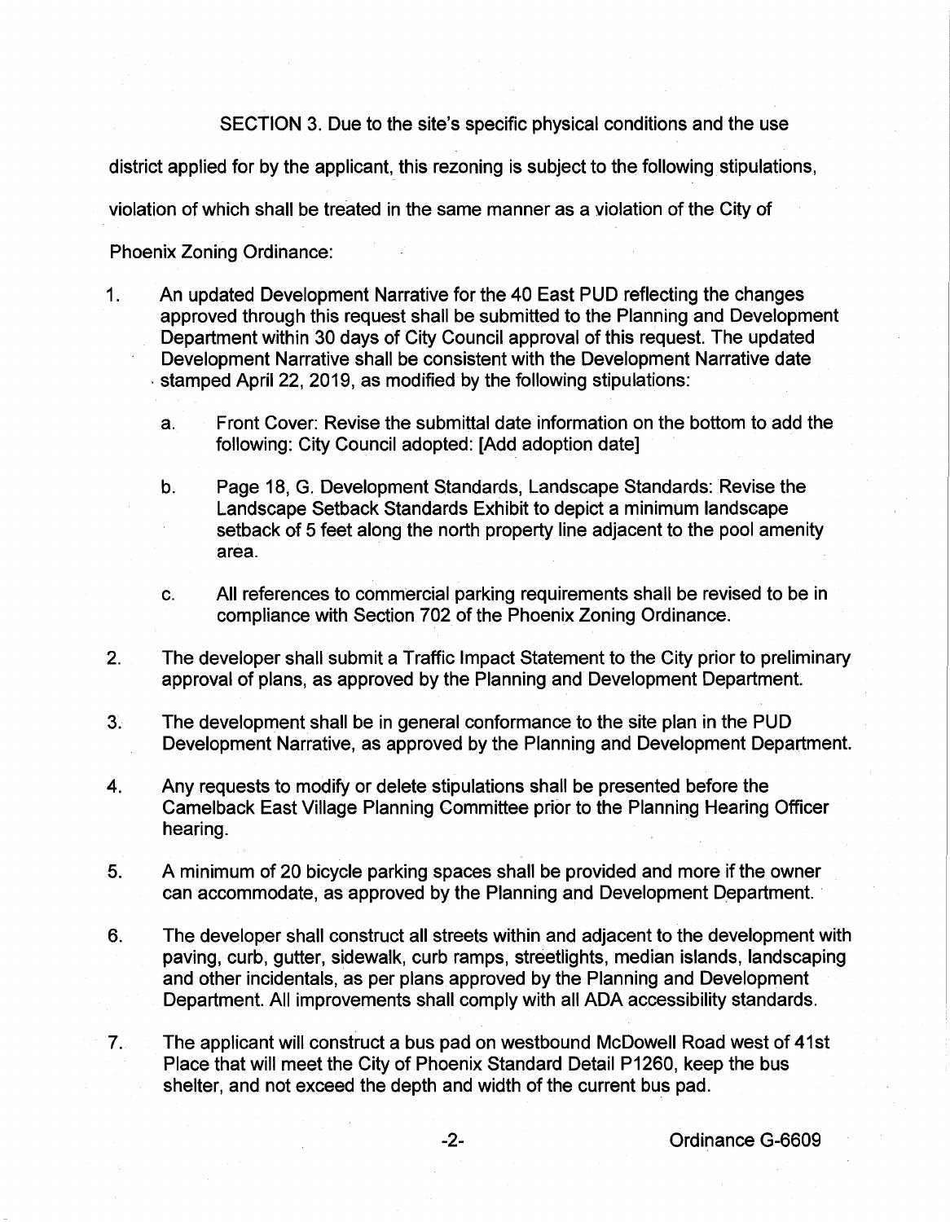SECTION 3. Due to the site's specific physical conditions and the use district applied for by the applicant, this rezoning is subject to the following stipulations, violation of which shall be treated in the same manner as a violation of the City of Phoenix Zoning Ordinance:

1. An updated Development Narrative for the 40 East PUD reflecting the changes approved through this request shall be submitted to the Planning and Development Department within 30 days of City Council approval of this request. The updated Development Narrative shall be consistent with the Development Narrative date stamped April 22, 2019, as modified by the following stipulations:

   a. Front Cover: Revise the submittal date information on the bottom to add the following: City Council adopted: [Add adoption date]

   b. Page 18, G. Development Standards, Landscape Standards: Revise the Landscape Setback Standards Exhibit to depict a minimum landscape setback of 5 feet along the north property line adjacent to the pool amenity area.

   c. All references to commercial parking requirements shall be revised to be in compliance with Section 702 of the Phoenix Zoning Ordinance.

2. The developer shall submit a Traffic Impact Statement to the City prior to preliminary approval of plans, as approved by the Planning and Development Department.

3. The development shall be in general conformance to the site plan in the PUD Development Narrative, as approved by the Planning and Development Department.

4. Any requests to modify or delete stipulations shall be presented before the Camelback East Village Planning Committee prior to the Planning Hearing Officer hearing.

5. A minimum of 20 bicycle parking spaces shall be provided and more if the owner can accommodate, as approved by the Planning and Development Department.

6. The developer shall construct all streets within and adjacent to the development with paving, curb, gutter, sidewalk, curb ramps, streetlights, median islands, landscaping and other incidentals, as per plans approved by the Planning and Development Department. All improvements shall comply with all ADA accessibility standards.

7. The applicant will construct a bus pad on westbound McDowell Road west of 41st Place that will meet the City of Phoenix Standard Detail P1260, keep the bus shelter, and not exceed the depth and width of the current bus pad.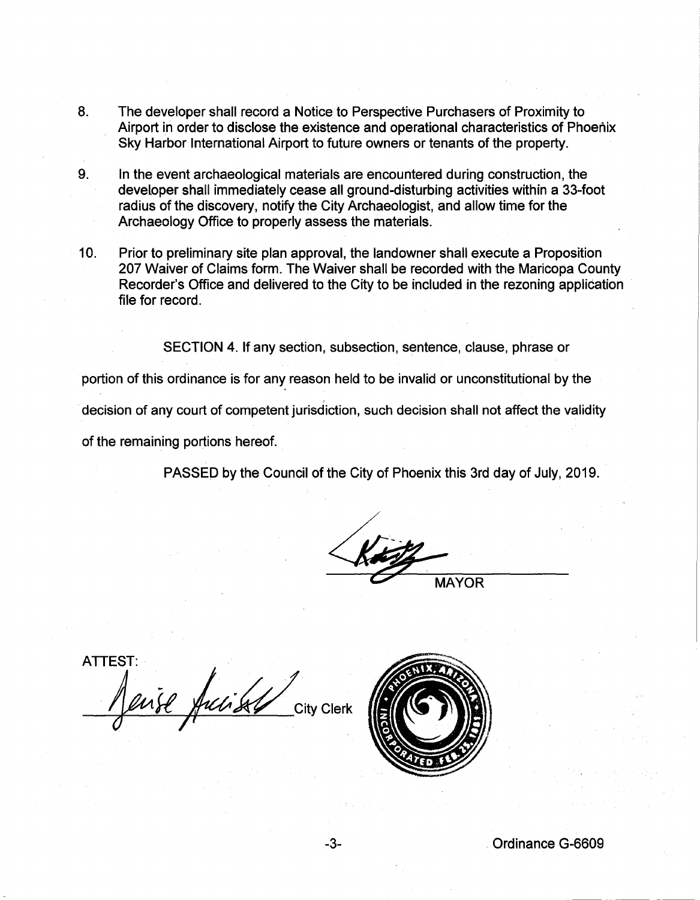8. The developer shall record a Notice to Perspective Purchasers of Proximity to Airport in order to disclose the existence and operational characteristics of Phoenix Sky Harbor International Airport to future owners or tenants of the property.

9. In the event archaeological materials are encountered during construction, the developer shall immediately cease all ground-disturbing activities within a 33-foot radius of the discovery, notify the City Archaeologist, and allow time for the Archaeology Office to properly assess the materials.

10. Prior to preliminary site plan approval, the landowner shall execute a Proposition 207 Waiver of Claims form. The Waiver shall be recorded with the Maricopa County Recorder's Office and delivered to the City to be included in the rezoning application file for record.

SECTION 4. If any section, subsection, sentence, clause, phrase or portion of this ordinance is for any reason held to be invalid or unconstitutional by the decision of any court of competent jurisdiction, such decision shall not affect the validity of the remaining portions hereof.

PASSED by the Council of the City of Phoenix this 3rd day of July, 2019.

MAYOR

ATTEST:

City Clerk

Ordinance G-6609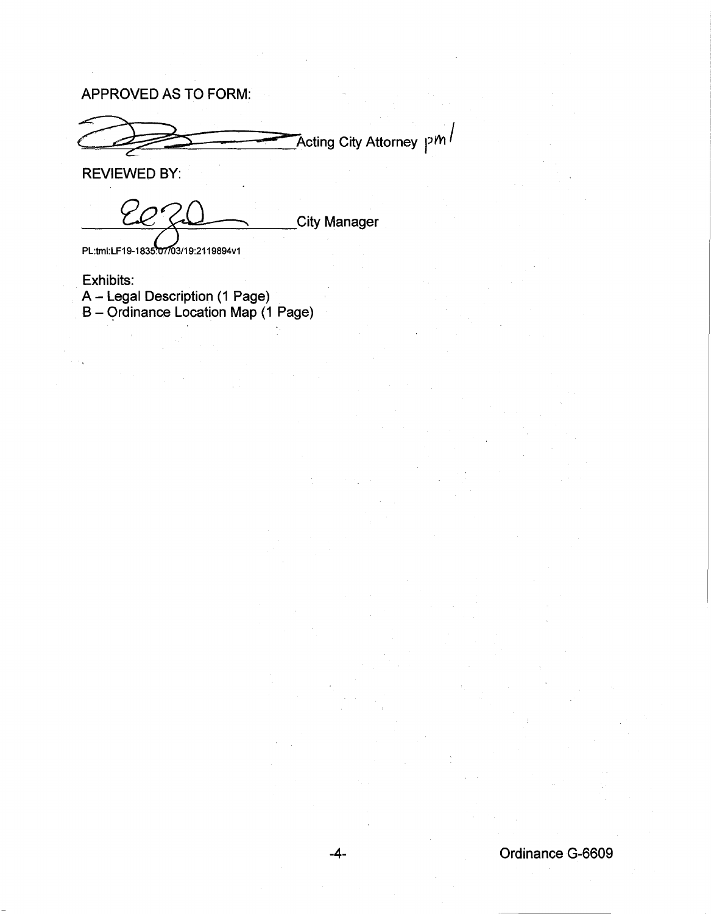APPROVED AS TO FORM:

\_\_\_\_\_\_\_\_\_\_\_\_\_\_\_\_\_\_\_\_\_\_\_\_\_\_\_\_Acting City Attorney pm

REVIEWED BY:

\_\_\_\_\_\_\_\_\_\_\_\_\_\_\_\_\_\_\_\_\_\_\_\_\_\_\_\_City Manager

PL:tml:LF19-1835:07/03/19:2119894v1

Exhibits:
A – Legal Description (1 Page)
B – Ordinance Location Map (1 Page)

Ordinance G-6609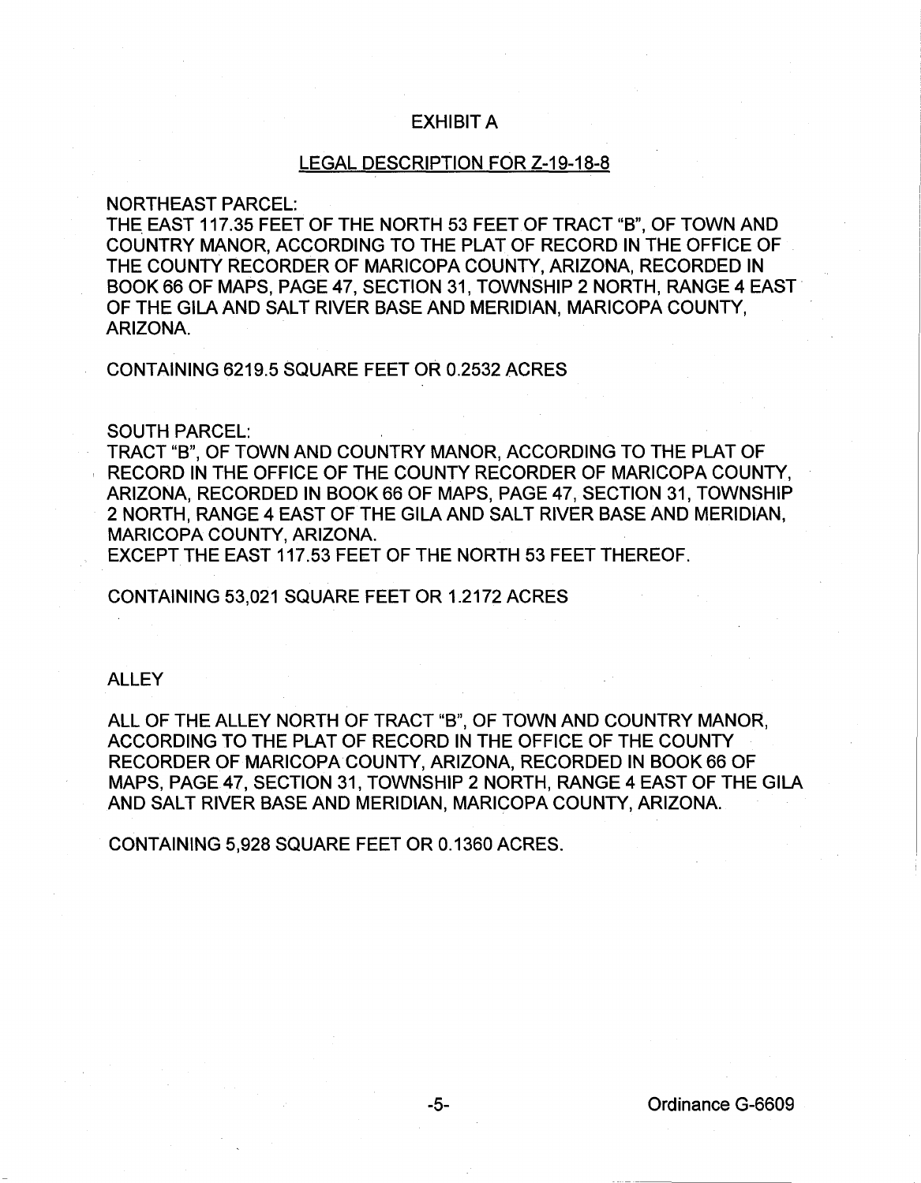# EXHIBIT A

## LEGAL DESCRIPTION FOR Z-19-18-8

NORTHEAST PARCEL:
THE EAST 117.35 FEET OF THE NORTH 53 FEET OF TRACT "B", OF TOWN AND COUNTRY MANOR, ACCORDING TO THE PLAT OF RECORD IN THE OFFICE OF THE COUNTY RECORDER OF MARICOPA COUNTY, ARIZONA, RECORDED IN BOOK 66 OF MAPS, PAGE 47, SECTION 31, TOWNSHIP 2 NORTH, RANGE 4 EAST OF THE GILA AND SALT RIVER BASE AND MERIDIAN, MARICOPA COUNTY, ARIZONA.

CONTAINING 6219.5 SQUARE FEET OR 0.2532 ACRES

SOUTH PARCEL:
TRACT "B", OF TOWN AND COUNTRY MANOR, ACCORDING TO THE PLAT OF RECORD IN THE OFFICE OF THE COUNTY RECORDER OF MARICOPA COUNTY, ARIZONA, RECORDED IN BOOK 66 OF MAPS, PAGE 47, SECTION 31, TOWNSHIP 2 NORTH, RANGE 4 EAST OF THE GILA AND SALT RIVER BASE AND MERIDIAN, MARICOPA COUNTY, ARIZONA.
EXCEPT THE EAST 117.53 FEET OF THE NORTH 53 FEET THEREOF.

CONTAINING 53,021 SQUARE FEET OR 1.2172 ACRES

ALLEY

ALL OF THE ALLEY NORTH OF TRACT "B", OF TOWN AND COUNTRY MANOR, ACCORDING TO THE PLAT OF RECORD IN THE OFFICE OF THE COUNTY RECORDER OF MARICOPA COUNTY, ARIZONA, RECORDED IN BOOK 66 OF MAPS, PAGE 47, SECTION 31, TOWNSHIP 2 NORTH, RANGE 4 EAST OF THE GILA AND SALT RIVER BASE AND MERIDIAN, MARICOPA COUNTY, ARIZONA.

CONTAINING 5,928 SQUARE FEET OR 0.1360 ACRES.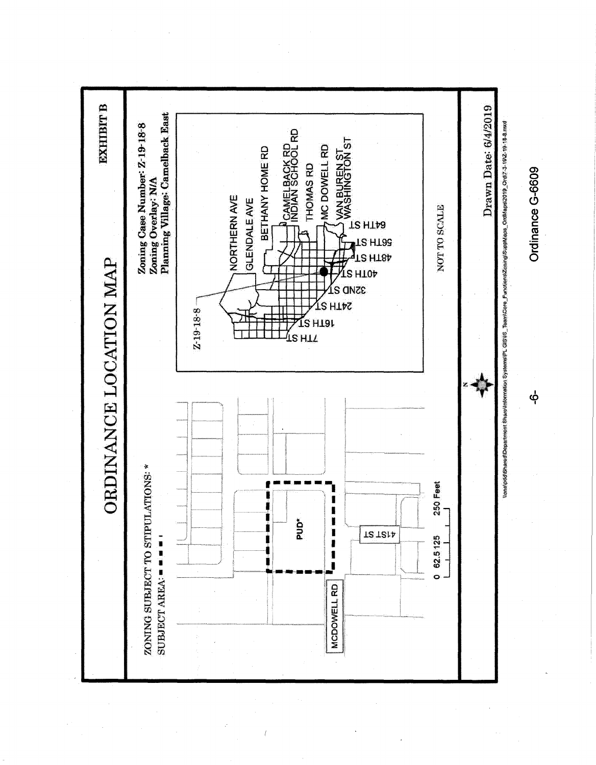# ORDINANCE LOCATION MAP

**EXHIBIT B**

ZONING SUBJECT TO STIPULATIONS: *

SUBJECT AREA: ■ ■ ■ ■

**Zoning Case Number: Z-19-18-8**
**Zoning Overlay: N/A**
**Planning Village: Camelback East**

PUD*

MCDOWELL RD

41ST ST

0 62.5 125 250 Feet

Z-19-18-8

NORTHERN AVE
GLENDALE AVE
BETHANY HOME RD
CAMELBACK RD
INDIAN SCHOOL RD
THOMAS RD
MC DOWELL RD
VAN BUREN ST
WASHINGTON ST

7TH ST
16TH ST
24TH ST
32ND ST
40TH ST
48TH ST
56TH ST
64TH ST

NOT TO SCALE

N

Drawn Date: 6/4/2019

\\one\pdd\Shared\Department Share\Information Systems\PL GIS\IS_Team\Core_Functions\Zoning\SuppMaps_OrdMaps\2019_Ord\7-3-19\Z-19-18-8.mxd

Ordinance G-6609